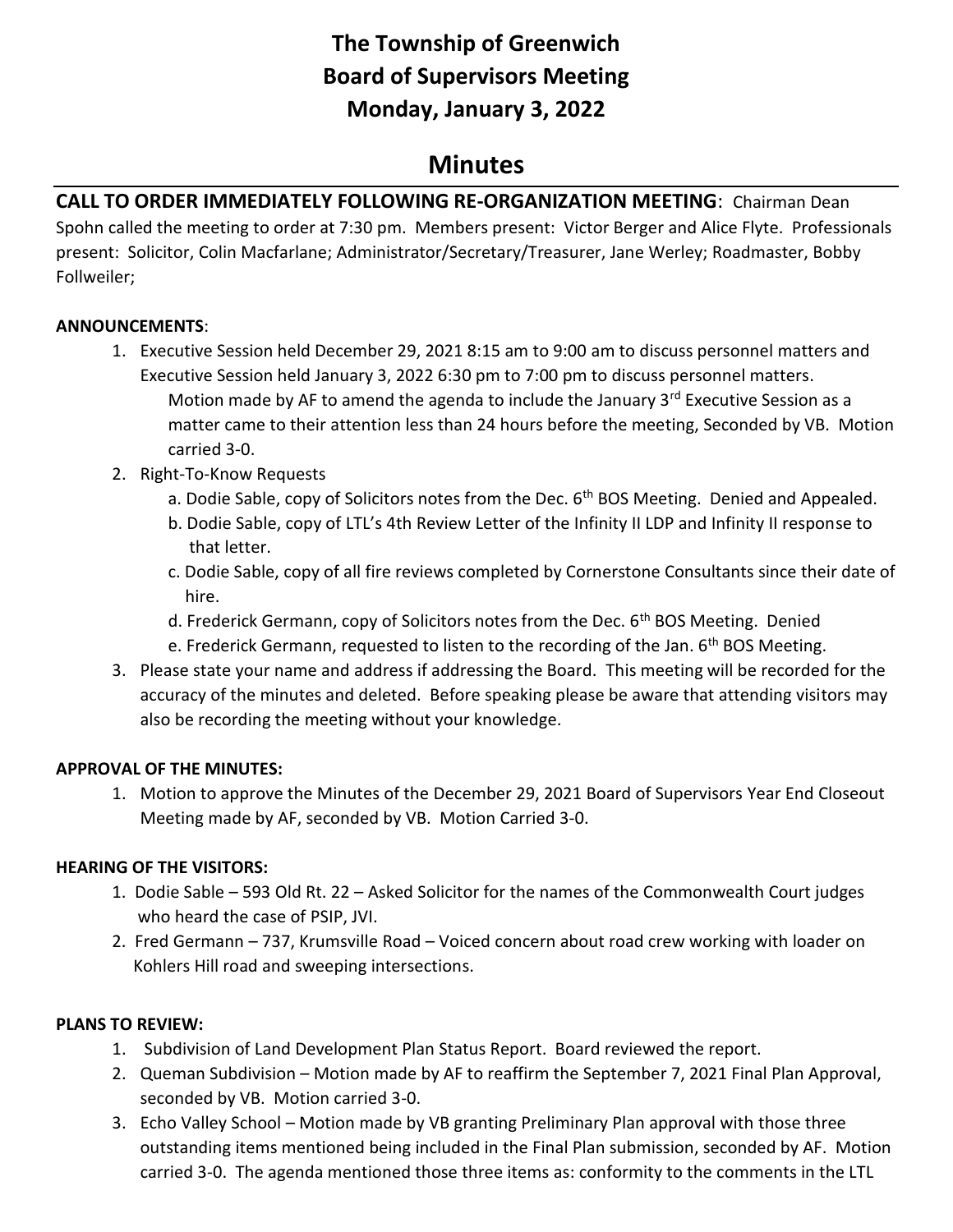# The Township of Greenwich
# Board of Supervisors Meeting
# Monday, January 3, 2022

## Minutes

**CALL TO ORDER IMMEDIATELY FOLLOWING RE-ORGANIZATION MEETING**: Chairman Dean Spohn called the meeting to order at 7:30 pm. Members present: Victor Berger and Alice Flyte. Professionals present: Solicitor, Colin Macfarlane; Administrator/Secretary/Treasurer, Jane Werley; Roadmaster, Bobby Follweiler;

**ANNOUNCEMENTS**:

1. Executive Session held December 29, 2021 8:15 am to 9:00 am to discuss personnel matters and Executive Session held January 3, 2022 6:30 pm to 7:00 pm to discuss personnel matters.
   Motion made by AF to amend the agenda to include the January 3rd Executive Session as a matter came to their attention less than 24 hours before the meeting, Seconded by VB. Motion carried 3-0.
2. Right-To-Know Requests
   a. Dodie Sable, copy of Solicitors notes from the Dec. 6th BOS Meeting. Denied and Appealed.
   b. Dodie Sable, copy of LTL's 4th Review Letter of the Infinity II LDP and Infinity II response to that letter.
   c. Dodie Sable, copy of all fire reviews completed by Cornerstone Consultants since their date of hire.
   d. Frederick Germann, copy of Solicitors notes from the Dec. 6th BOS Meeting. Denied
   e. Frederick Germann, requested to listen to the recording of the Jan. 6th BOS Meeting.
3. Please state your name and address if addressing the Board. This meeting will be recorded for the accuracy of the minutes and deleted. Before speaking please be aware that attending visitors may also be recording the meeting without your knowledge.

**APPROVAL OF THE MINUTES:**

1. Motion to approve the Minutes of the December 29, 2021 Board of Supervisors Year End Closeout Meeting made by AF, seconded by VB. Motion Carried 3-0.

**HEARING OF THE VISITORS:**

1. Dodie Sable – 593 Old Rt. 22 – Asked Solicitor for the names of the Commonwealth Court judges who heard the case of PSIP, JVI.
2. Fred Germann – 737, Krumsville Road – Voiced concern about road crew working with loader on Kohlers Hill road and sweeping intersections.

**PLANS TO REVIEW:**

1. Subdivision of Land Development Plan Status Report. Board reviewed the report.
2. Queman Subdivision – Motion made by AF to reaffirm the September 7, 2021 Final Plan Approval, seconded by VB. Motion carried 3-0.
3. Echo Valley School – Motion made by VB granting Preliminary Plan approval with those three outstanding items mentioned being included in the Final Plan submission, seconded by AF. Motion carried 3-0. The agenda mentioned those three items as: conformity to the comments in the LTL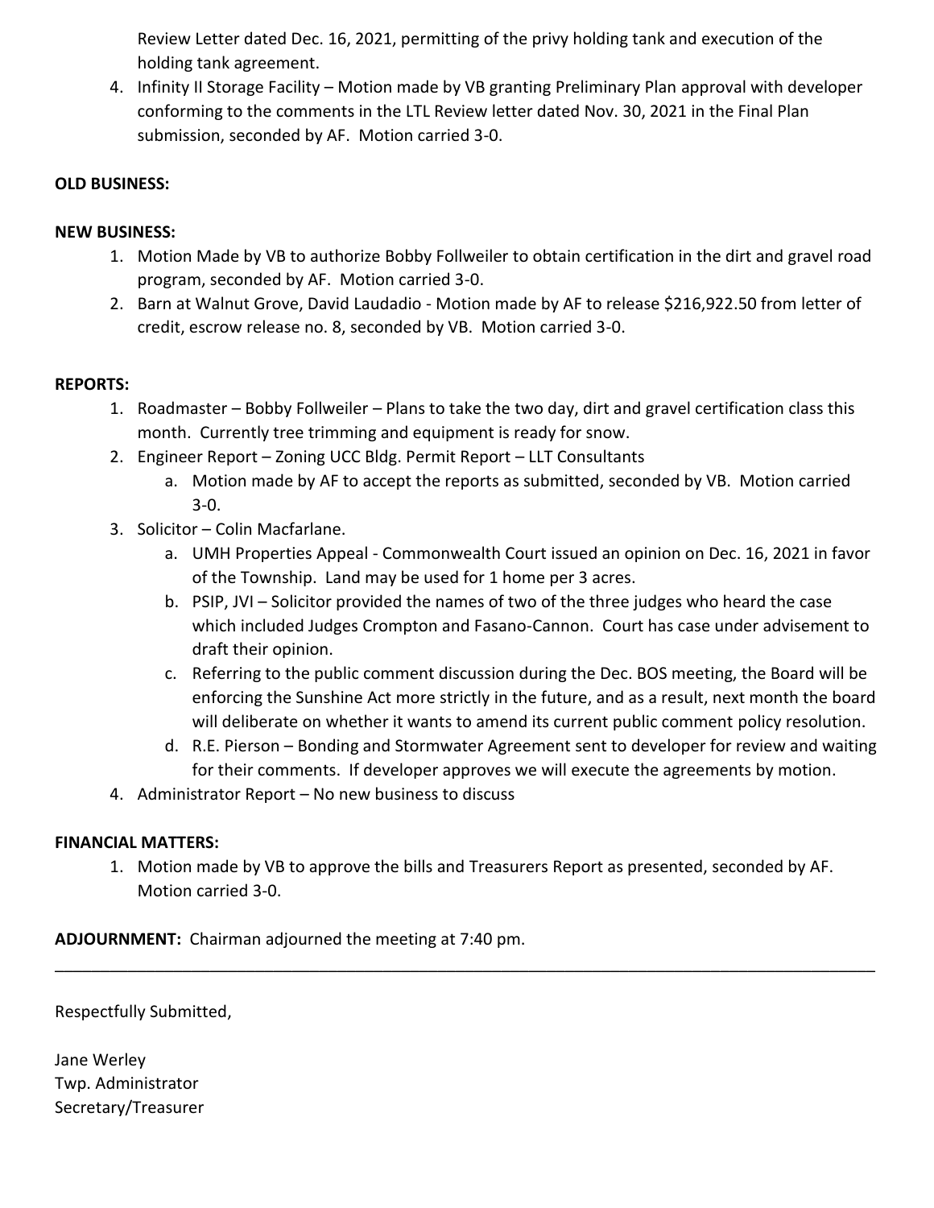Review Letter dated Dec. 16, 2021, permitting of the privy holding tank and execution of the holding tank agreement.

4. Infinity II Storage Facility – Motion made by VB granting Preliminary Plan approval with developer conforming to the comments in the LTL Review letter dated Nov. 30, 2021 in the Final Plan submission, seconded by AF. Motion carried 3-0.

**OLD BUSINESS:**

**NEW BUSINESS:**

1. Motion Made by VB to authorize Bobby Follweiler to obtain certification in the dirt and gravel road program, seconded by AF. Motion carried 3-0.
2. Barn at Walnut Grove, David Laudadio - Motion made by AF to release $216,922.50 from letter of credit, escrow release no. 8, seconded by VB. Motion carried 3-0.

**REPORTS:**

1. Roadmaster – Bobby Follweiler – Plans to take the two day, dirt and gravel certification class this month. Currently tree trimming and equipment is ready for snow.
2. Engineer Report – Zoning UCC Bldg. Permit Report – LLT Consultants
   a. Motion made by AF to accept the reports as submitted, seconded by VB. Motion carried 3-0.
3. Solicitor – Colin Macfarlane.
   a. UMH Properties Appeal - Commonwealth Court issued an opinion on Dec. 16, 2021 in favor of the Township. Land may be used for 1 home per 3 acres.
   b. PSIP, JVI – Solicitor provided the names of two of the three judges who heard the case which included Judges Crompton and Fasano-Cannon. Court has case under advisement to draft their opinion.
   c. Referring to the public comment discussion during the Dec. BOS meeting, the Board will be enforcing the Sunshine Act more strictly in the future, and as a result, next month the board will deliberate on whether it wants to amend its current public comment policy resolution.
   d. R.E. Pierson – Bonding and Stormwater Agreement sent to developer for review and waiting for their comments. If developer approves we will execute the agreements by motion.
4. Administrator Report – No new business to discuss

**FINANCIAL MATTERS:**

1. Motion made by VB to approve the bills and Treasurers Report as presented, seconded by AF. Motion carried 3-0.

**ADJOURNMENT:** Chairman adjourned the meeting at 7:40 pm.

---

Respectfully Submitted,

Jane Werley
Twp. Administrator
Secretary/Treasurer